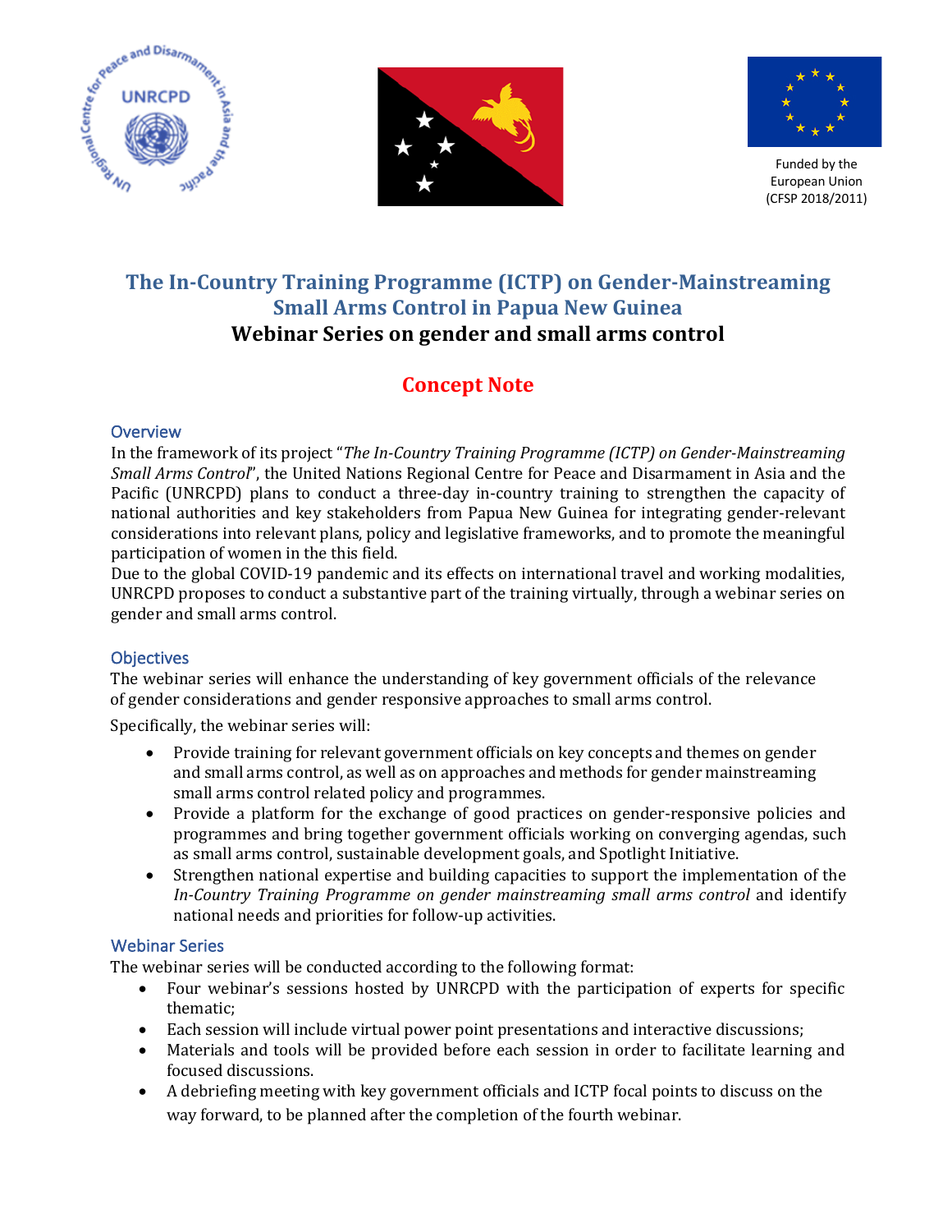Funded by the European Union (CFSP 2018/2011)

# The In-Country Training Programme (ICTP) on Gender-Mainstreaming Small Arms Control in Papua New Guinea

## Webinar Series on gender and small arms control

## Concept Note

### Overview

In the framework of its project "*The In-Country Training Programme (ICTP) on Gender-Mainstreaming Small Arms Control*", the United Nations Regional Centre for Peace and Disarmament in Asia and the Pacific (UNRCPD) plans to conduct a three-day in-country training to strengthen the capacity of national authorities and key stakeholders from Papua New Guinea for integrating gender-relevant considerations into relevant plans, policy and legislative frameworks, and to promote the meaningful participation of women in the this field.

Due to the global COVID-19 pandemic and its effects on international travel and working modalities, UNRCPD proposes to conduct a substantive part of the training virtually, through a webinar series on gender and small arms control.

### Objectives

The webinar series will enhance the understanding of key government officials of the relevance of gender considerations and gender responsive approaches to small arms control.

Specifically, the webinar series will:

- Provide training for relevant government officials on key concepts and themes on gender and small arms control, as well as on approaches and methods for gender mainstreaming small arms control related policy and programmes.
- Provide a platform for the exchange of good practices on gender-responsive policies and programmes and bring together government officials working on converging agendas, such as small arms control, sustainable development goals, and Spotlight Initiative.
- Strengthen national expertise and building capacities to support the implementation of the *In-Country Training Programme on gender mainstreaming small arms control* and identify national needs and priorities for follow-up activities.

### Webinar Series

The webinar series will be conducted according to the following format:

- Four webinar's sessions hosted by UNRCPD with the participation of experts for specific thematic;
- Each session will include virtual power point presentations and interactive discussions;
- Materials and tools will be provided before each session in order to facilitate learning and focused discussions.
- A debriefing meeting with key government officials and ICTP focal points to discuss on the way forward, to be planned after the completion of the fourth webinar.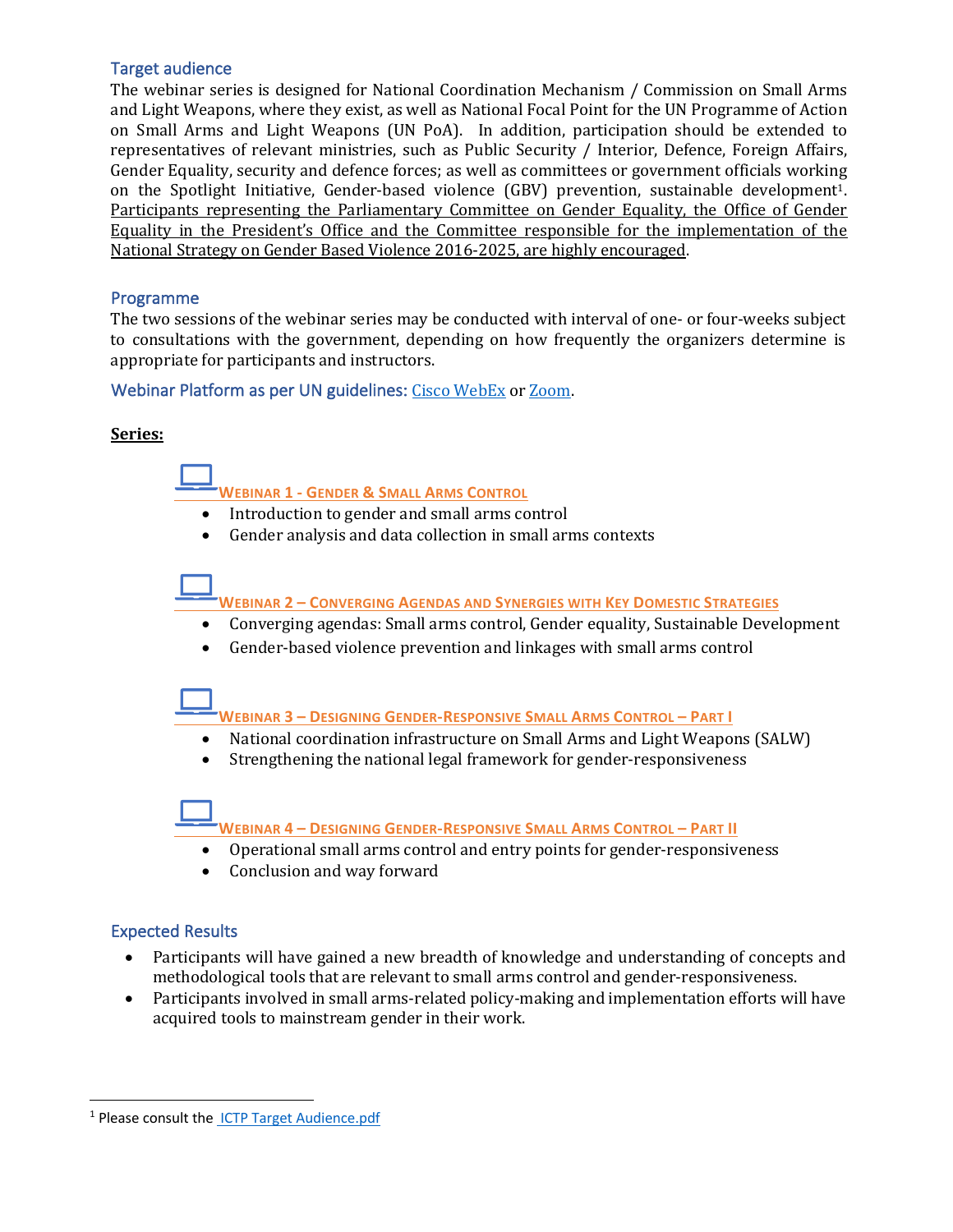## Target audience

The webinar series is designed for National Coordination Mechanism / Commission on Small Arms and Light Weapons, where they exist, as well as National Focal Point for the UN Programme of Action on Small Arms and Light Weapons (UN PoA). In addition, participation should be extended to representatives of relevant ministries, such as Public Security / Interior, Defence, Foreign Affairs, Gender Equality, security and defence forces; as well as committees or government officials working on the Spotlight Initiative, Gender-based violence (GBV) prevention, sustainable development[1]. Participants representing the Parliamentary Committee on Gender Equality, the Office of Gender Equality in the President's Office and the Committee responsible for the implementation of the National Strategy on Gender Based Violence 2016-2025, are highly encouraged.

## Programme

The two sessions of the webinar series may be conducted with interval of one- or four-weeks subject to consultations with the government, depending on how frequently the organizers determine is appropriate for participants and instructors.

**Webinar Platform as per UN guidelines:** [Cisco WebEx]() or [Zoom]().

**Series:**

### Webinar 1 - Gender & Small Arms Control

- Introduction to gender and small arms control
- Gender analysis and data collection in small arms contexts

### Webinar 2 – Converging Agendas and Synergies with Key Domestic Strategies

- Converging agendas: Small arms control, Gender equality, Sustainable Development
- Gender-based violence prevention and linkages with small arms control

### Webinar 3 – Designing Gender-Responsive Small Arms Control – Part I

- National coordination infrastructure on Small Arms and Light Weapons (SALW)
- Strengthening the national legal framework for gender-responsiveness

### Webinar 4 – Designing Gender-Responsive Small Arms Control – Part II

- Operational small arms control and entry points for gender-responsiveness
- Conclusion and way forward

## Expected Results

- Participants will have gained a new breadth of knowledge and understanding of concepts and methodological tools that are relevant to small arms control and gender-responsiveness.
- Participants involved in small arms-related policy-making and implementation efforts will have acquired tools to mainstream gender in their work.

---

[1] Please consult the [ICTP Target Audience.pdf]()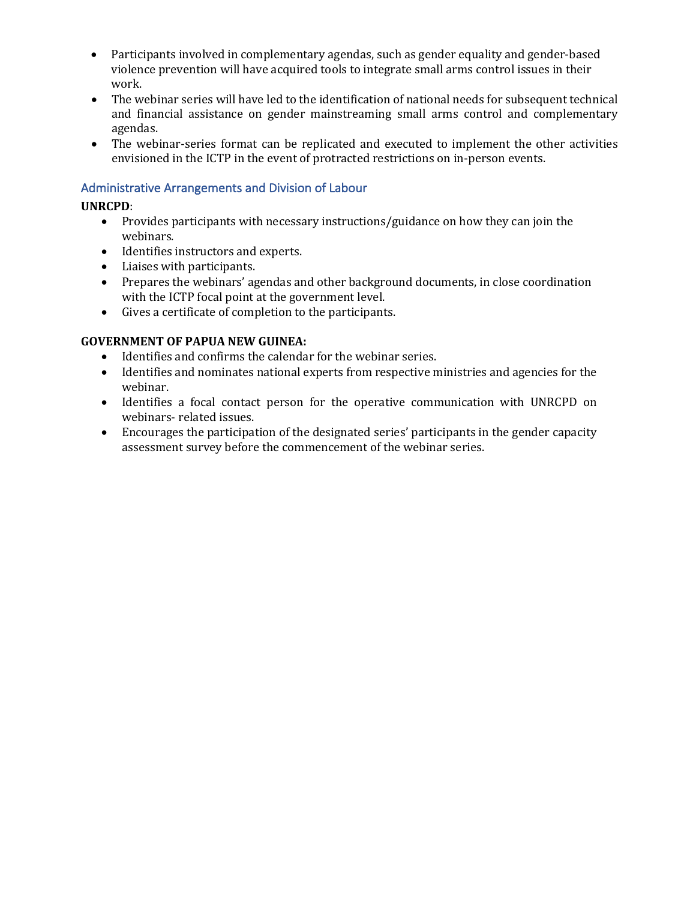- Participants involved in complementary agendas, such as gender equality and gender-based violence prevention will have acquired tools to integrate small arms control issues in their work.
- The webinar series will have led to the identification of national needs for subsequent technical and financial assistance on gender mainstreaming small arms control and complementary agendas.
- The webinar-series format can be replicated and executed to implement the other activities envisioned in the ICTP in the event of protracted restrictions on in-person events.

## Administrative Arrangements and Division of Labour

**UNRCPD**:

- Provides participants with necessary instructions/guidance on how they can join the webinars.
- Identifies instructors and experts.
- Liaises with participants.
- Prepares the webinars' agendas and other background documents, in close coordination with the ICTP focal point at the government level.
- Gives a certificate of completion to the participants.

**GOVERNMENT OF PAPUA NEW GUINEA:**

- Identifies and confirms the calendar for the webinar series.
- Identifies and nominates national experts from respective ministries and agencies for the webinar.
- Identifies a focal contact person for the operative communication with UNRCPD on webinars- related issues.
- Encourages the participation of the designated series' participants in the gender capacity assessment survey before the commencement of the webinar series.